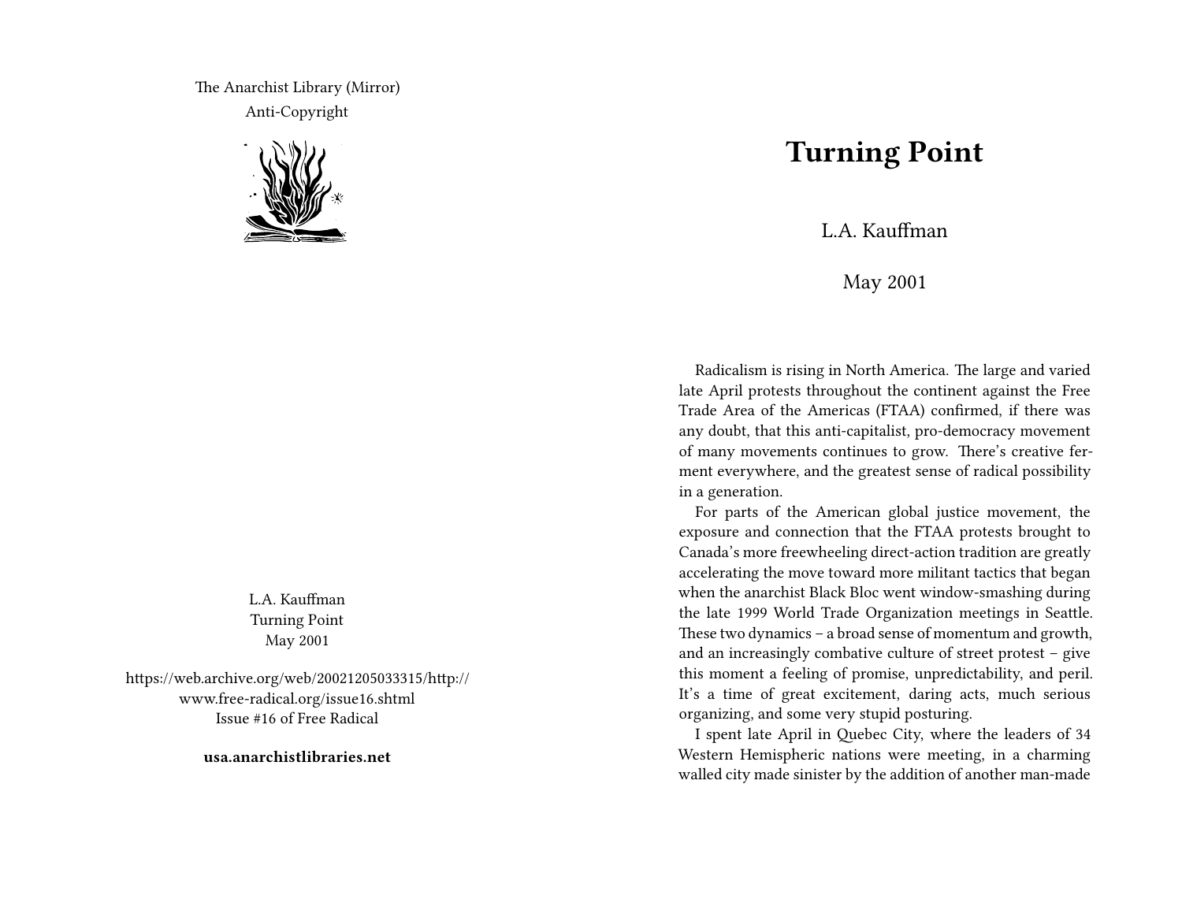The Anarchist Library (Mirror)
Anti-Copyright

L.A. Kauffman
Turning Point
May 2001

https://web.archive.org/web/20021205033315/http://www.free-radical.org/issue16.shtml
Issue #16 of Free Radical

**usa.anarchistlibraries.net**

# Turning Point

L.A. Kauffman

May 2001

Radicalism is rising in North America. The large and varied late April protests throughout the continent against the Free Trade Area of the Americas (FTAA) confirmed, if there was any doubt, that this anti-capitalist, pro-democracy movement of many movements continues to grow. There's creative ferment everywhere, and the greatest sense of radical possibility in a generation.

For parts of the American global justice movement, the exposure and connection that the FTAA protests brought to Canada's more freewheeling direct-action tradition are greatly accelerating the move toward more militant tactics that began when the anarchist Black Bloc went window-smashing during the late 1999 World Trade Organization meetings in Seattle. These two dynamics – a broad sense of momentum and growth, and an increasingly combative culture of street protest – give this moment a feeling of promise, unpredictability, and peril. It's a time of great excitement, daring acts, much serious organizing, and some very stupid posturing.

I spent late April in Quebec City, where the leaders of 34 Western Hemispheric nations were meeting, in a charming walled city made sinister by the addition of another man-made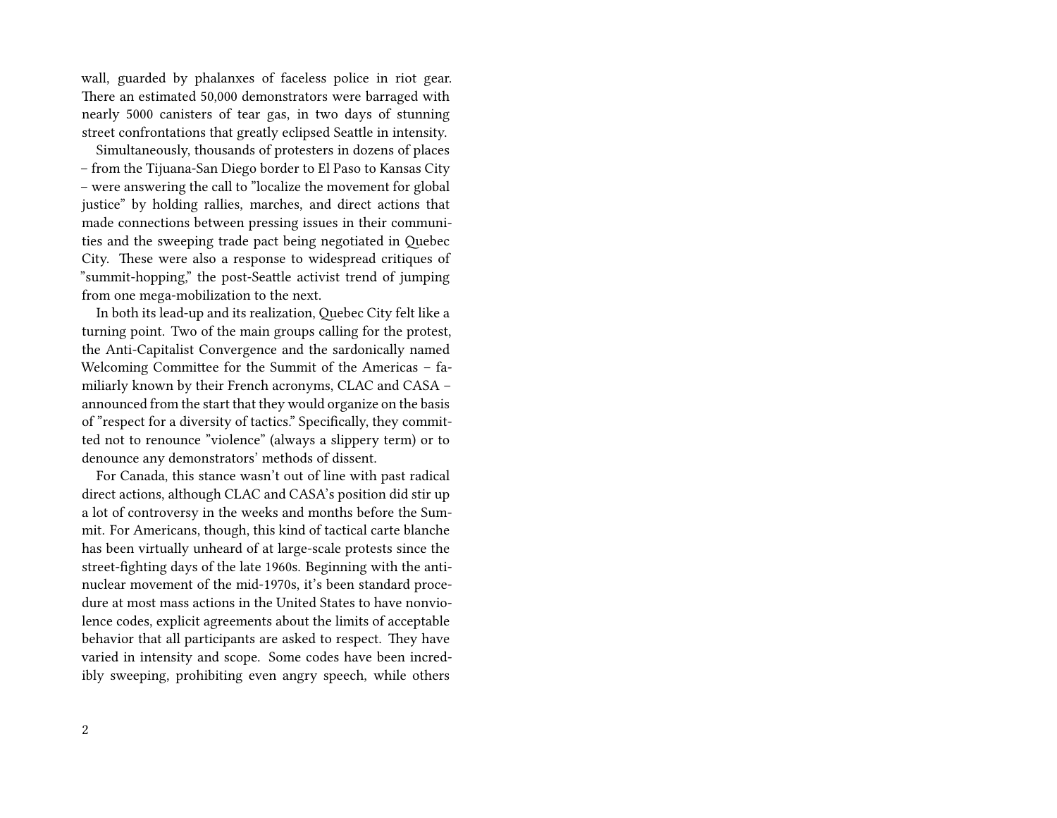wall, guarded by phalanxes of faceless police in riot gear. There an estimated 50,000 demonstrators were barraged with nearly 5000 canisters of tear gas, in two days of stunning street confrontations that greatly eclipsed Seattle in intensity.

Simultaneously, thousands of protesters in dozens of places – from the Tijuana-San Diego border to El Paso to Kansas City – were answering the call to "localize the movement for global justice" by holding rallies, marches, and direct actions that made connections between pressing issues in their communities and the sweeping trade pact being negotiated in Quebec City. These were also a response to widespread critiques of "summit-hopping," the post-Seattle activist trend of jumping from one mega-mobilization to the next.

In both its lead-up and its realization, Quebec City felt like a turning point. Two of the main groups calling for the protest, the Anti-Capitalist Convergence and the sardonically named Welcoming Committee for the Summit of the Americas – familiarly known by their French acronyms, CLAC and CASA – announced from the start that they would organize on the basis of "respect for a diversity of tactics." Specifically, they committed not to renounce "violence" (always a slippery term) or to denounce any demonstrators' methods of dissent.

For Canada, this stance wasn't out of line with past radical direct actions, although CLAC and CASA's position did stir up a lot of controversy in the weeks and months before the Summit. For Americans, though, this kind of tactical carte blanche has been virtually unheard of at large-scale protests since the street-fighting days of the late 1960s. Beginning with the anti-nuclear movement of the mid-1970s, it's been standard procedure at most mass actions in the United States to have nonviolence codes, explicit agreements about the limits of acceptable behavior that all participants are asked to respect. They have varied in intensity and scope. Some codes have been incredibly sweeping, prohibiting even angry speech, while others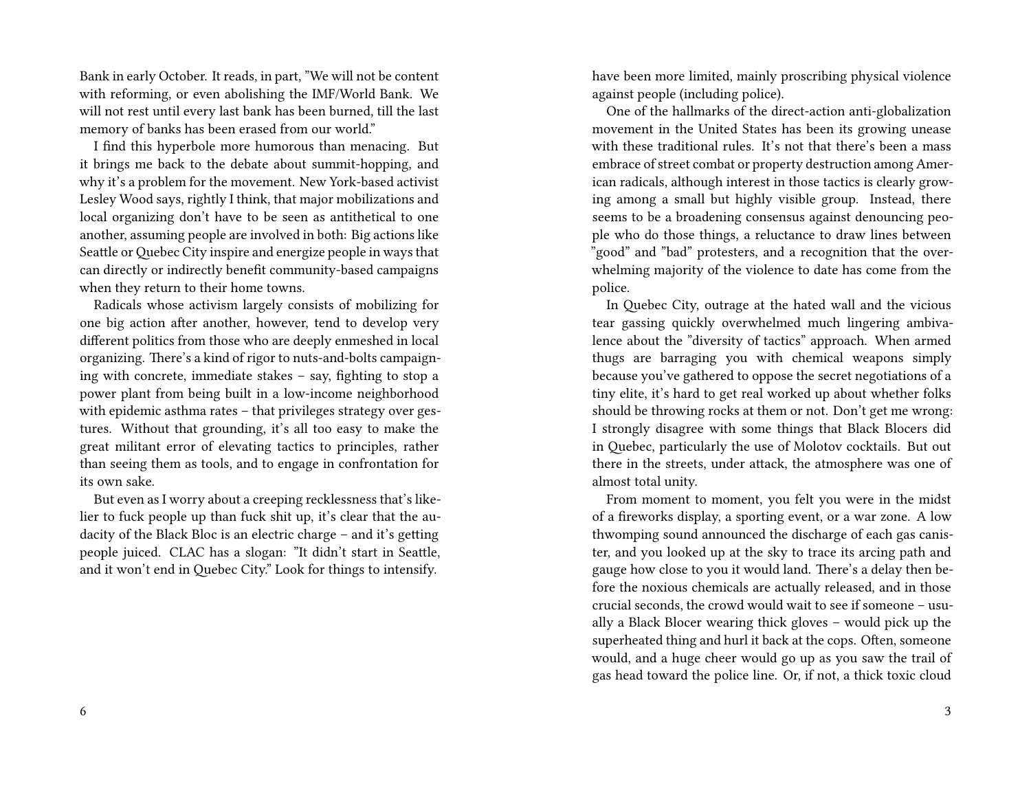Bank in early October. It reads, in part, ”We will not be content with reforming, or even abolishing the IMF/World Bank. We will not rest until every last bank has been burned, till the last memory of banks has been erased from our world.”

I find this hyperbole more humorous than menacing. But it brings me back to the debate about summit-hopping, and why it's a problem for the movement. New York-based activist Lesley Wood says, rightly I think, that major mobilizations and local organizing don't have to be seen as antithetical to one another, assuming people are involved in both: Big actions like Seattle or Quebec City inspire and energize people in ways that can directly or indirectly benefit community-based campaigns when they return to their home towns.

Radicals whose activism largely consists of mobilizing for one big action after another, however, tend to develop very different politics from those who are deeply enmeshed in local organizing. There's a kind of rigor to nuts-and-bolts campaigning with concrete, immediate stakes – say, fighting to stop a power plant from being built in a low-income neighborhood with epidemic asthma rates – that privileges strategy over gestures. Without that grounding, it's all too easy to make the great militant error of elevating tactics to principles, rather than seeing them as tools, and to engage in confrontation for its own sake.

But even as I worry about a creeping recklessness that's likelier to fuck people up than fuck shit up, it's clear that the audacity of the Black Bloc is an electric charge – and it's getting people juiced. CLAC has a slogan: ”It didn't start in Seattle, and it won't end in Quebec City.” Look for things to intensify.

have been more limited, mainly proscribing physical violence against people (including police).

One of the hallmarks of the direct-action anti-globalization movement in the United States has been its growing unease with these traditional rules. It's not that there's been a mass embrace of street combat or property destruction among American radicals, although interest in those tactics is clearly growing among a small but highly visible group. Instead, there seems to be a broadening consensus against denouncing people who do those things, a reluctance to draw lines between ”good” and ”bad” protesters, and a recognition that the overwhelming majority of the violence to date has come from the police.

In Quebec City, outrage at the hated wall and the vicious tear gassing quickly overwhelmed much lingering ambivalence about the ”diversity of tactics” approach. When armed thugs are barraging you with chemical weapons simply because you've gathered to oppose the secret negotiations of a tiny elite, it's hard to get real worked up about whether folks should be throwing rocks at them or not. Don't get me wrong: I strongly disagree with some things that Black Blocers did in Quebec, particularly the use of Molotov cocktails. But out there in the streets, under attack, the atmosphere was one of almost total unity.

From moment to moment, you felt you were in the midst of a fireworks display, a sporting event, or a war zone. A low thwomping sound announced the discharge of each gas canister, and you looked up at the sky to trace its arcing path and gauge how close to you it would land. There's a delay then before the noxious chemicals are actually released, and in those crucial seconds, the crowd would wait to see if someone – usually a Black Blocer wearing thick gloves – would pick up the superheated thing and hurl it back at the cops. Often, someone would, and a huge cheer would go up as you saw the trail of gas head toward the police line. Or, if not, a thick toxic cloud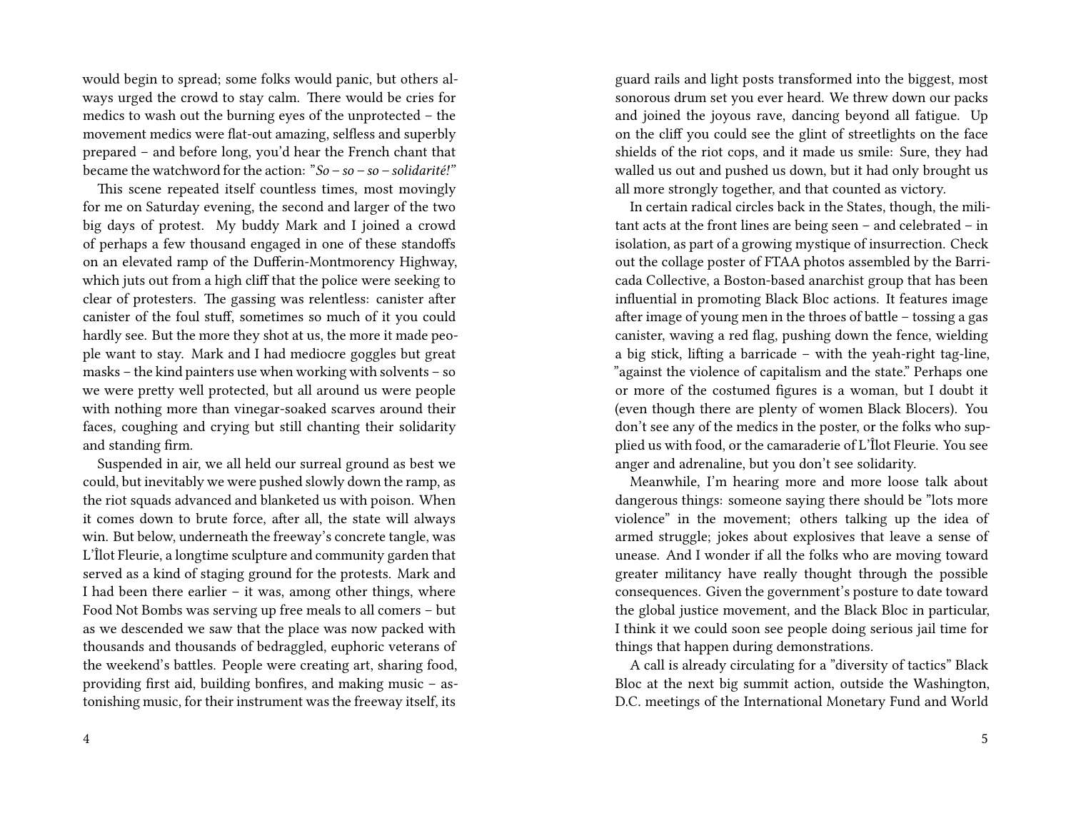would begin to spread; some folks would panic, but others always urged the crowd to stay calm. There would be cries for medics to wash out the burning eyes of the unprotected – the movement medics were flat-out amazing, selfless and superbly prepared – and before long, you'd hear the French chant that became the watchword for the action: *"So – so – so – solidarité!"*

This scene repeated itself countless times, most movingly for me on Saturday evening, the second and larger of the two big days of protest. My buddy Mark and I joined a crowd of perhaps a few thousand engaged in one of these standoffs on an elevated ramp of the Dufferin-Montmorency Highway, which juts out from a high cliff that the police were seeking to clear of protesters. The gassing was relentless: canister after canister of the foul stuff, sometimes so much of it you could hardly see. But the more they shot at us, the more it made people want to stay. Mark and I had mediocre goggles but great masks – the kind painters use when working with solvents – so we were pretty well protected, but all around us were people with nothing more than vinegar-soaked scarves around their faces, coughing and crying but still chanting their solidarity and standing firm.

Suspended in air, we all held our surreal ground as best we could, but inevitably we were pushed slowly down the ramp, as the riot squads advanced and blanketed us with poison. When it comes down to brute force, after all, the state will always win. But below, underneath the freeway's concrete tangle, was L'Îlot Fleurie, a longtime sculpture and community garden that served as a kind of staging ground for the protests. Mark and I had been there earlier – it was, among other things, where Food Not Bombs was serving up free meals to all comers – but as we descended we saw that the place was now packed with thousands and thousands of bedraggled, euphoric veterans of the weekend's battles. People were creating art, sharing food, providing first aid, building bonfires, and making music – astonishing music, for their instrument was the freeway itself, its guard rails and light posts transformed into the biggest, most sonorous drum set you ever heard. We threw down our packs and joined the joyous rave, dancing beyond all fatigue. Up on the cliff you could see the glint of streetlights on the face shields of the riot cops, and it made us smile: Sure, they had walled us out and pushed us down, but it had only brought us all more strongly together, and that counted as victory.

In certain radical circles back in the States, though, the militant acts at the front lines are being seen – and celebrated – in isolation, as part of a growing mystique of insurrection. Check out the collage poster of FTAA photos assembled by the Barricada Collective, a Boston-based anarchist group that has been influential in promoting Black Bloc actions. It features image after image of young men in the throes of battle – tossing a gas canister, waving a red flag, pushing down the fence, wielding a big stick, lifting a barricade – with the yeah-right tag-line, "against the violence of capitalism and the state." Perhaps one or more of the costumed figures is a woman, but I doubt it (even though there are plenty of women Black Blocers). You don't see any of the medics in the poster, or the folks who supplied us with food, or the camaraderie of L'Îlot Fleurie. You see anger and adrenaline, but you don't see solidarity.

Meanwhile, I'm hearing more and more loose talk about dangerous things: someone saying there should be "lots more violence" in the movement; others talking up the idea of armed struggle; jokes about explosives that leave a sense of unease. And I wonder if all the folks who are moving toward greater militancy have really thought through the possible consequences. Given the government's posture to date toward the global justice movement, and the Black Bloc in particular, I think it we could soon see people doing serious jail time for things that happen during demonstrations.

A call is already circulating for a "diversity of tactics" Black Bloc at the next big summit action, outside the Washington, D.C. meetings of the International Monetary Fund and World